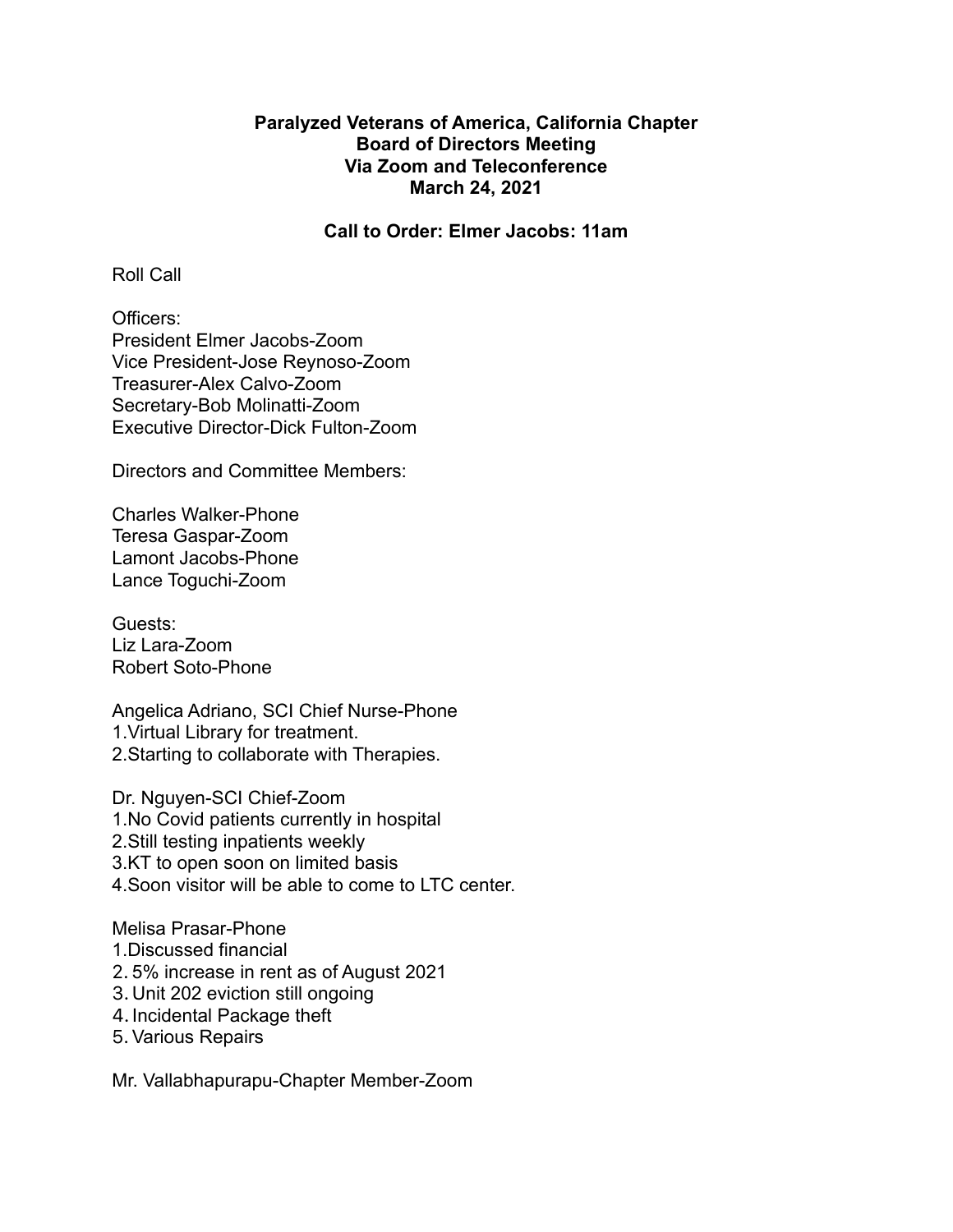**Paralyzed Veterans of America, California Chapter**
**Board of Directors Meeting**
**Via Zoom and Teleconference**
**March 24, 2021**

**Call to Order: Elmer Jacobs: 11am**

Roll Call

Officers:
President Elmer Jacobs-Zoom
Vice President-Jose Reynoso-Zoom
Treasurer-Alex Calvo-Zoom
Secretary-Bob Molinatti-Zoom
Executive Director-Dick Fulton-Zoom

Directors and Committee Members:

Charles Walker-Phone
Teresa Gaspar-Zoom
Lamont Jacobs-Phone
Lance Toguchi-Zoom

Guests:
Liz Lara-Zoom
Robert Soto-Phone

Angelica Adriano, SCI Chief Nurse-Phone
1.Virtual Library for treatment.
2.Starting to collaborate with Therapies.

Dr. Nguyen-SCI Chief-Zoom
1.No Covid patients currently in hospital
2.Still testing inpatients weekly
3.KT to open soon on limited basis
4.Soon visitor will be able to come to LTC center.

Melisa Prasar-Phone
1.Discussed financial
2. 5% increase in rent as of August 2021
3. Unit 202 eviction still ongoing
4. Incidental Package theft
5. Various Repairs

Mr. Vallabhapurapu-Chapter Member-Zoom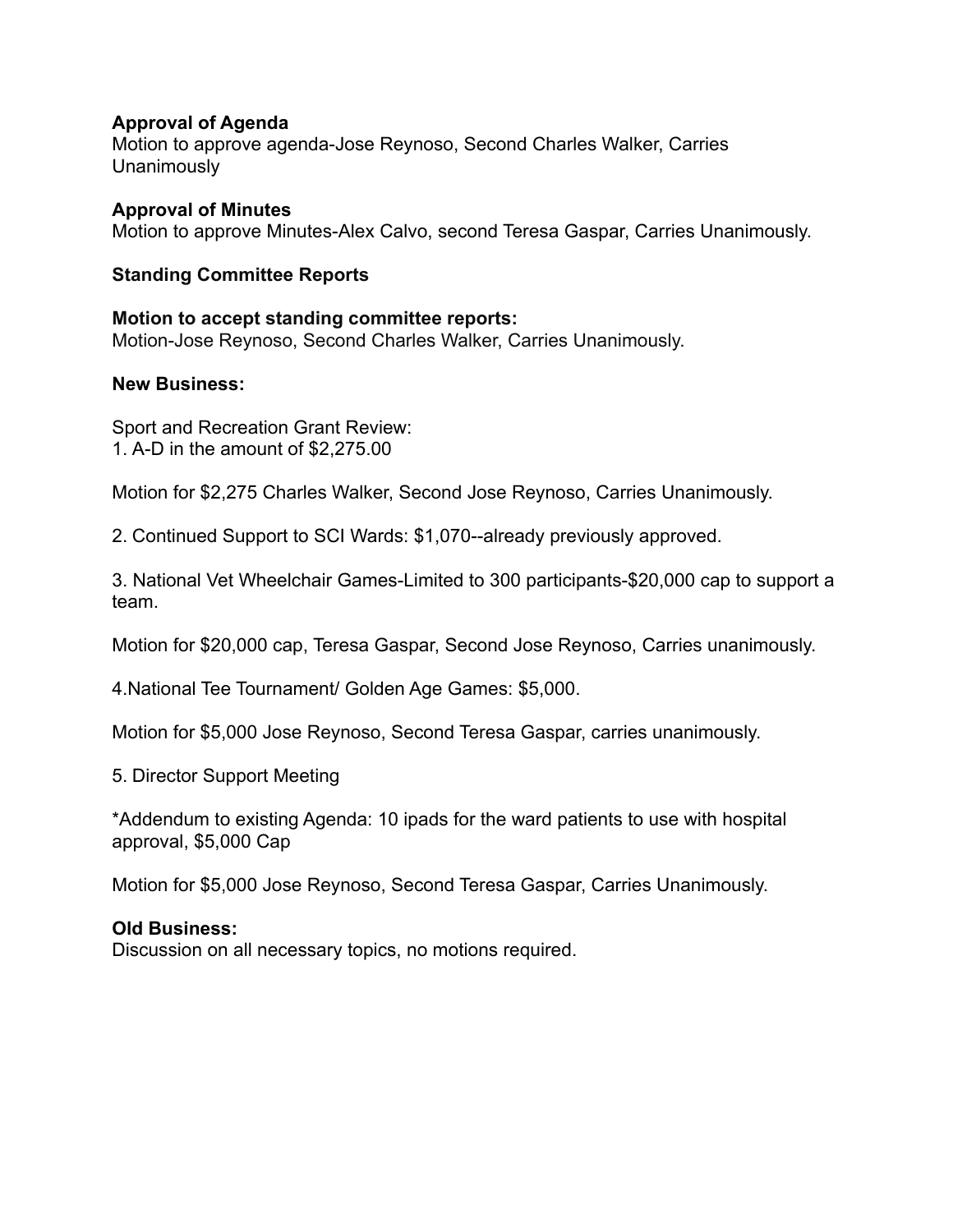**Approval of Agenda**
Motion to approve agenda-Jose Reynoso, Second Charles Walker, Carries Unanimously

**Approval of Minutes**
Motion to approve Minutes-Alex Calvo, second Teresa Gaspar, Carries Unanimously.

**Standing Committee Reports**

**Motion to accept standing committee reports:**
Motion-Jose Reynoso, Second Charles Walker, Carries Unanimously.

**New Business:**

Sport and Recreation Grant Review:
1. A-D in the amount of $2,275.00

Motion for $2,275 Charles Walker, Second Jose Reynoso, Carries Unanimously.

2. Continued Support to SCI Wards: $1,070--already previously approved.

3. National Vet Wheelchair Games-Limited to 300 participants-$20,000 cap to support a team.

Motion for $20,000 cap, Teresa Gaspar, Second Jose Reynoso, Carries unanimously.

4.National Tee Tournament/ Golden Age Games: $5,000.

Motion for $5,000 Jose Reynoso, Second Teresa Gaspar, carries unanimously.

5. Director Support Meeting

*Addendum to existing Agenda: 10 ipads for the ward patients to use with hospital approval, $5,000 Cap

Motion for $5,000 Jose Reynoso, Second Teresa Gaspar, Carries Unanimously.

**Old Business:**
Discussion on all necessary topics, no motions required.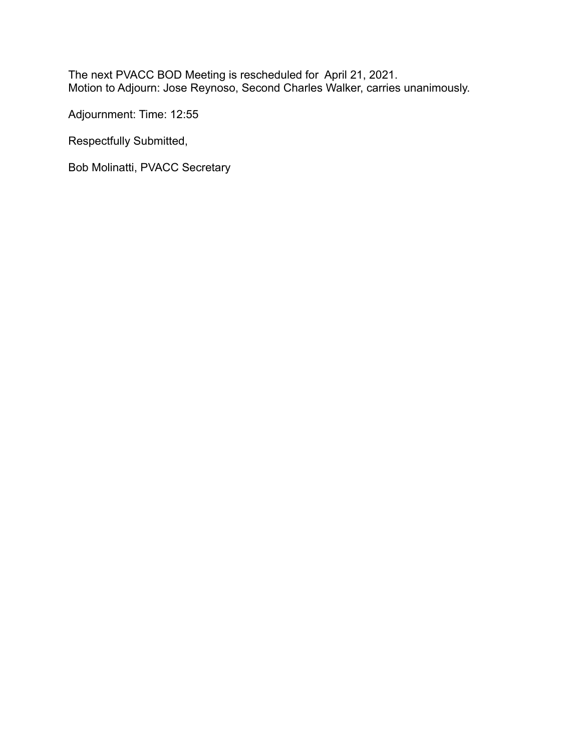The next PVACC BOD Meeting is rescheduled for April 21, 2021.
Motion to Adjourn: Jose Reynoso, Second Charles Walker, carries unanimously.

Adjournment: Time: 12:55

Respectfully Submitted,

Bob Molinatti, PVACC Secretary